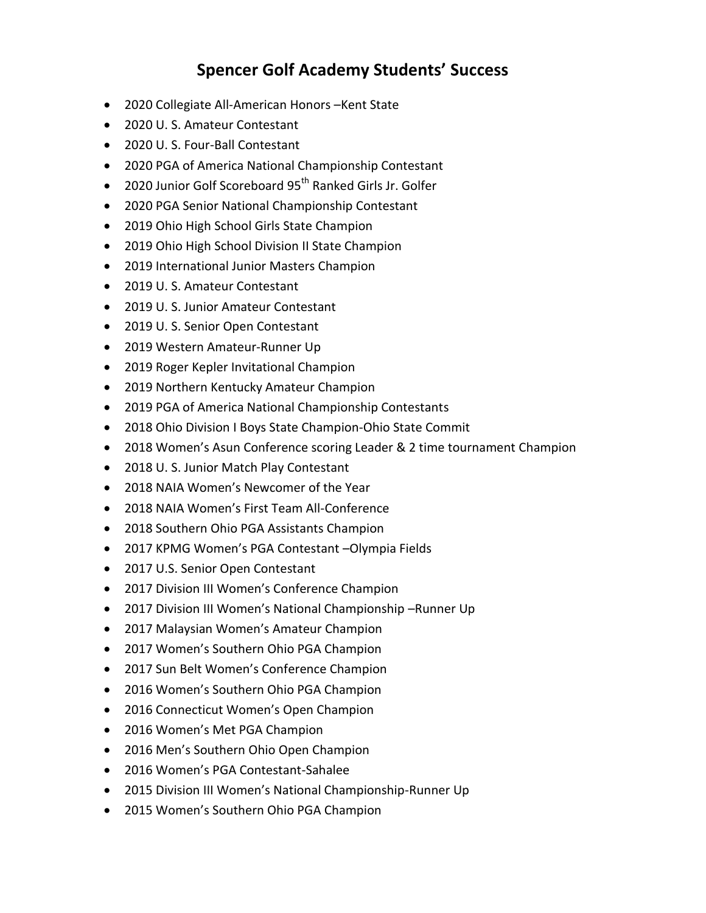# Spencer Golf Academy Students' Success

- 2020 Collegiate All-American Honors –Kent State
- 2020 U. S. Amateur Contestant
- 2020 U. S. Four-Ball Contestant
- 2020 PGA of America National Championship Contestant
- 2020 Junior Golf Scoreboard 95th Ranked Girls Jr. Golfer
- 2020 PGA Senior National Championship Contestant
- 2019 Ohio High School Girls State Champion
- 2019 Ohio High School Division II State Champion
- 2019 International Junior Masters Champion
- 2019 U. S. Amateur Contestant
- 2019 U. S. Junior Amateur Contestant
- 2019 U. S. Senior Open Contestant
- 2019 Western Amateur-Runner Up
- 2019 Roger Kepler Invitational Champion
- 2019 Northern Kentucky Amateur Champion
- 2019 PGA of America National Championship Contestants
- 2018 Ohio Division I Boys State Champion-Ohio State Commit
- 2018 Women's Asun Conference scoring Leader & 2 time tournament Champion
- 2018 U. S. Junior Match Play Contestant
- 2018 NAIA Women's Newcomer of the Year
- 2018 NAIA Women's First Team All-Conference
- 2018 Southern Ohio PGA Assistants Champion
- 2017 KPMG Women's PGA Contestant –Olympia Fields
- 2017 U.S. Senior Open Contestant
- 2017 Division III Women's Conference Champion
- 2017 Division III Women's National Championship –Runner Up
- 2017 Malaysian Women's Amateur Champion
- 2017 Women's Southern Ohio PGA Champion
- 2017 Sun Belt Women's Conference Champion
- 2016 Women's Southern Ohio PGA Champion
- 2016 Connecticut Women's Open Champion
- 2016 Women's Met PGA Champion
- 2016 Men's Southern Ohio Open Champion
- 2016 Women's PGA Contestant-Sahalee
- 2015 Division III Women's National Championship-Runner Up
- 2015 Women's Southern Ohio PGA Champion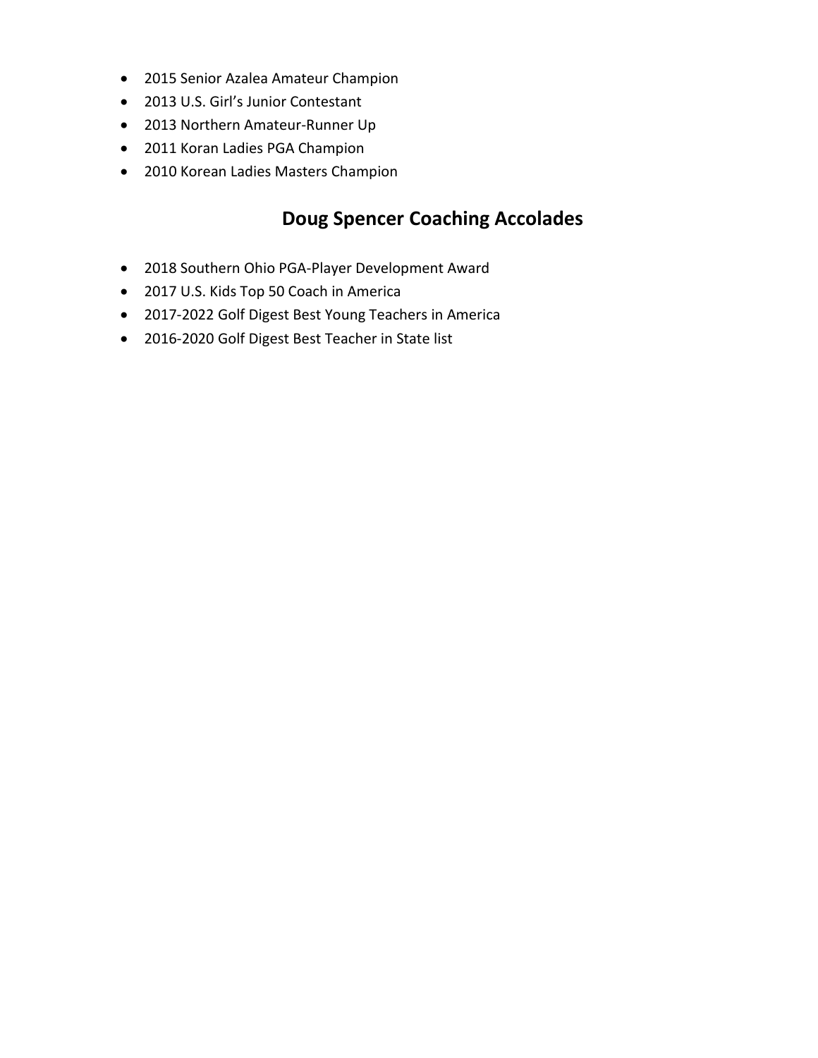- 2015 Senior Azalea Amateur Champion
- 2013 U.S. Girl's Junior Contestant
- 2013 Northern Amateur-Runner Up
- 2011 Koran Ladies PGA Champion
- 2010 Korean Ladies Masters Champion

## Doug Spencer Coaching Accolades

- 2018 Southern Ohio PGA-Player Development Award
- 2017 U.S. Kids Top 50 Coach in America
- 2017-2022 Golf Digest Best Young Teachers in America
- 2016-2020 Golf Digest Best Teacher in State list